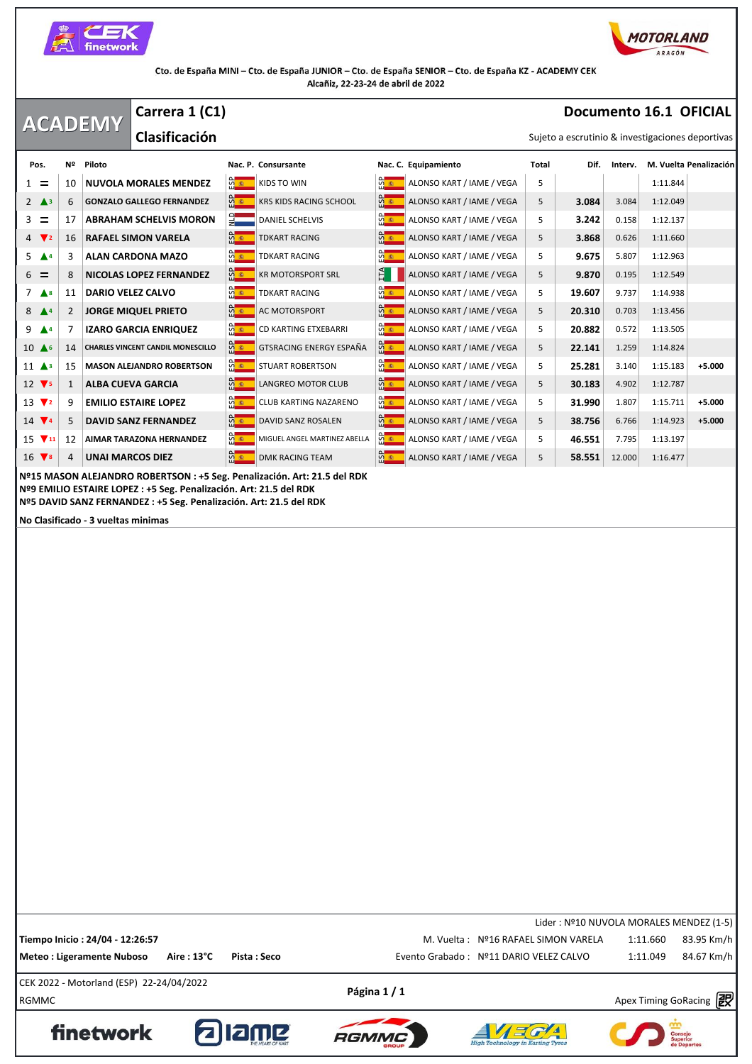Cto. de España MINI – Cto. de España JUNIOR – Cto. de España SENIOR – Cto. de España KZ - ACADEMY CEK
Alcañiz, 22-23-24 de abril de 2022

# ACADEMY

## Carrera 1 (C1)

## Clasificación

**Documento 16.1 OFICIAL**

Sujeto a escrutinio & investigaciones deportivas

| Pos. | | Nº | Piloto | Nac. P. | Consursante | Nac. C. | Equipamiento | Total | Dif. | Interv. | M. Vuelta | Penalización |
|---|---|---|---|---|---|---|---|---|---|---|---|---|
| 1 | = | 10 | NUVOLA MORALES MENDEZ | ESP | KIDS TO WIN | ESP | ALONSO KART / IAME / VEGA | 5 | | | 1:11.844 | |
| 2 | ▲3 | 6 | GONZALO GALLEGO FERNANDEZ | ESP | KRS KIDS RACING SCHOOL | ESP | ALONSO KART / IAME / VEGA | 5 | 3.084 | 3.084 | 1:12.049 | |
| 3 | = | 17 | ABRAHAM SCHELVIS MORON | NLD | DANIEL SCHELVIS | ESP | ALONSO KART / IAME / VEGA | 5 | 3.242 | 0.158 | 1:12.137 | |
| 4 | ▼2 | 16 | RAFAEL SIMON VARELA | ESP | TDKART RACING | ESP | ALONSO KART / IAME / VEGA | 5 | 3.868 | 0.626 | 1:11.660 | |
| 5 | ▲4 | 3 | ALAN CARDONA MAZO | ESP | TDKART RACING | ESP | ALONSO KART / IAME / VEGA | 5 | 9.675 | 5.807 | 1:12.963 | |
| 6 | = | 8 | NICOLAS LOPEZ FERNANDEZ | ESP | KR MOTORSPORT SRL | ITA | ALONSO KART / IAME / VEGA | 5 | 9.870 | 0.195 | 1:12.549 | |
| 7 | ▲8 | 11 | DARIO VELEZ CALVO | ESP | TDKART RACING | ESP | ALONSO KART / IAME / VEGA | 5 | 19.607 | 9.737 | 1:14.938 | |
| 8 | ▲4 | 2 | JORGE MIQUEL PRIETO | ESP | AC MOTORSPORT | ESP | ALONSO KART / IAME / VEGA | 5 | 20.310 | 0.703 | 1:13.456 | |
| 9 | ▲4 | 7 | IZARO GARCIA ENRIQUEZ | ESP | CD KARTING ETXEBARRI | ESP | ALONSO KART / IAME / VEGA | 5 | 20.882 | 0.572 | 1:13.505 | |
| 10 | ▲6 | 14 | CHARLES VINCENT CANDIL MONESCILLO | ESP | GTSRACING ENERGY ESPAÑA | ESP | ALONSO KART / IAME / VEGA | 5 | 22.141 | 1.259 | 1:14.824 | |
| 11 | ▲3 | 15 | MASON ALEJANDRO ROBERTSON | ESP | STUART ROBERTSON | ESP | ALONSO KART / IAME / VEGA | 5 | 25.281 | 3.140 | 1:15.183 | +5.000 |
| 12 | ▼5 | 1 | ALBA CUEVA GARCIA | ESP | LANGREO MOTOR CLUB | ESP | ALONSO KART / IAME / VEGA | 5 | 30.183 | 4.902 | 1:12.787 | |
| 13 | ▼2 | 9 | EMILIO ESTAIRE LOPEZ | ESP | CLUB KARTING NAZARENO | ESP | ALONSO KART / IAME / VEGA | 5 | 31.990 | 1.807 | 1:15.711 | +5.000 |
| 14 | ▼4 | 5 | DAVID SANZ FERNANDEZ | ESP | DAVID SANZ ROSALEN | ESP | ALONSO KART / IAME / VEGA | 5 | 38.756 | 6.766 | 1:14.923 | +5.000 |
| 15 | ▼11 | 12 | AIMAR TARAZONA HERNANDEZ | ESP | MIGUEL ANGEL MARTINEZ ABELLA | ESP | ALONSO KART / IAME / VEGA | 5 | 46.551 | 7.795 | 1:13.197 | |
| 16 | ▼8 | 4 | UNAI MARCOS DIEZ | ESP | DMK RACING TEAM | ESP | ALONSO KART / IAME / VEGA | 5 | 58.551 | 12.000 | 1:16.477 | |

**Nº15 MASON ALEJANDRO ROBERTSON : +5 Seg. Penalización. Art: 21.5 del RDK**
**Nº9 EMILIO ESTAIRE LOPEZ : +5 Seg. Penalización. Art: 21.5 del RDK**
**Nº5 DAVID SANZ FERNANDEZ : +5 Seg. Penalización. Art: 21.5 del RDK**

**No Clasificado - 3 vueltas minimas**

Lider : Nº10 NUVOLA MORALES MENDEZ (1-5)

**Tiempo Inicio : 24/04 - 12:26:57**

**Meteo : Ligeramente Nuboso** **Aire : 13°C** **Pista : Seco**

M. Vuelta : Nº16 RAFAEL SIMON VARELA 1:11.660 83.95 Km/h

Evento Grabado : Nº11 DARIO VELEZ CALVO 1:11.049 84.67 Km/h

CEK 2022 - Motorland (ESP) 22-24/04/2022

RGMMC

Apex Timing GoRacing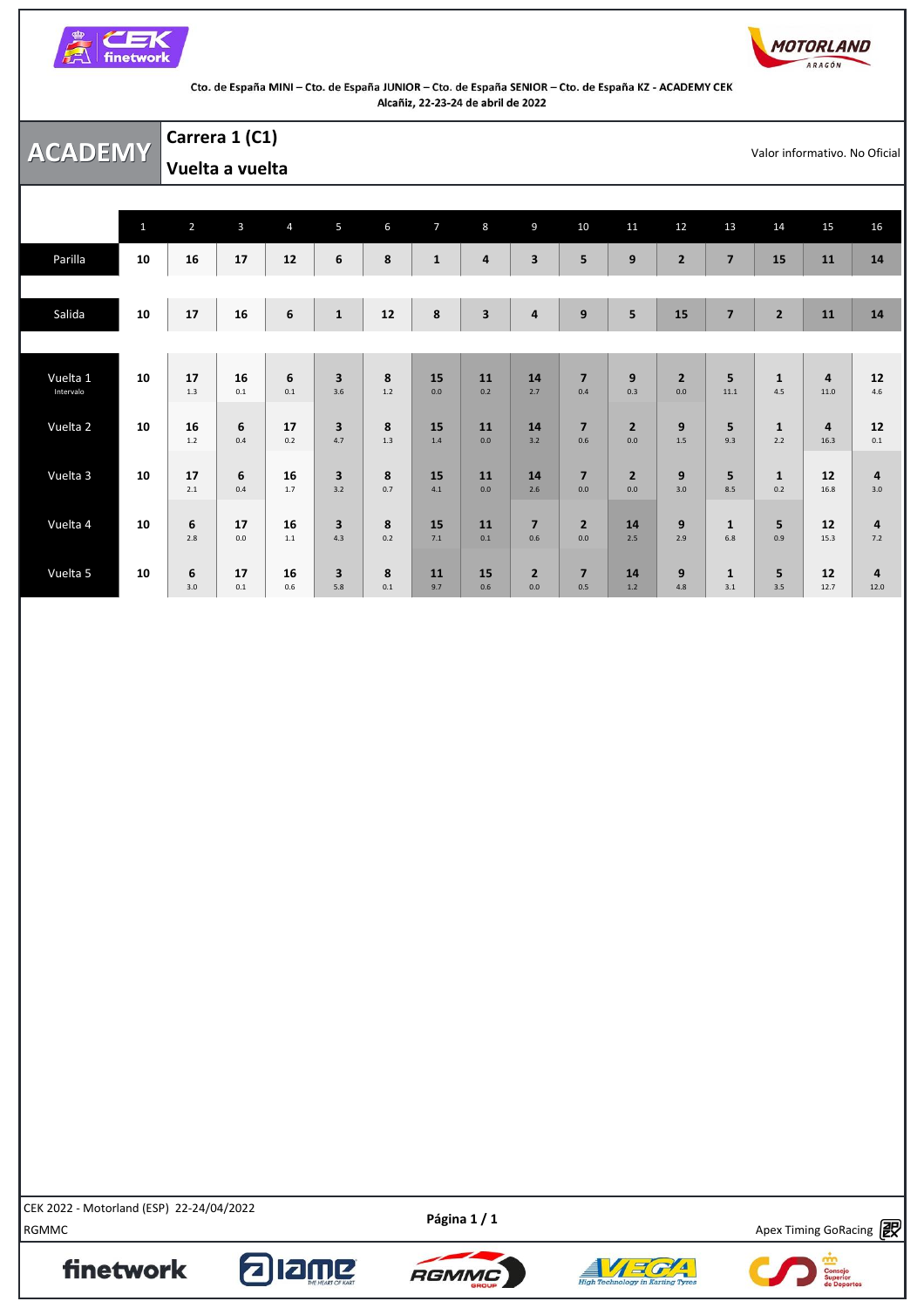Cto. de España MINI – Cto. de España JUNIOR – Cto. de España SENIOR – Cto. de España KZ - ACADEMY CEK
Alcañiz, 22-23-24 de abril de 2022

# ACADEMY

## Carrera 1 (C1)

## Vuelta a vuelta

Valor informativo. No Oficial

| | 1 | 2 | 3 | 4 | 5 | 6 | 7 | 8 | 9 | 10 | 11 | 12 | 13 | 14 | 15 | 16 |
|---|---|---|---|---|---|---|---|---|---|---|---|---|---|---|---|---|
| Parilla | 10 | 16 | 17 | 12 | 6 | 8 | 1 | 4 | 3 | 5 | 9 | 2 | 7 | 15 | 11 | 14 |
| Salida | 10 | 17 | 16 | 6 | 1 | 12 | 8 | 3 | 4 | 9 | 5 | 15 | 7 | 2 | 11 | 14 |
| Vuelta 1 | 10 | 17 | 16 | 6 | 3 | 8 | 15 | 11 | 14 | 7 | 9 | 2 | 5 | 1 | 4 | 12 |
| Intervalo | | 1.3 | 0.1 | 0.1 | 3.6 | 1.2 | 0.0 | 0.2 | 2.7 | 0.4 | 0.3 | 0.0 | 11.1 | 4.5 | 11.0 | 4.6 |
| Vuelta 2 | 10 | 16 | 6 | 17 | 3 | 8 | 15 | 11 | 14 | 7 | 2 | 9 | 5 | 1 | 4 | 12 |
| | | 1.2 | 0.4 | 0.2 | 4.7 | 1.3 | 1.4 | 0.0 | 3.2 | 0.6 | 0.0 | 1.5 | 9.3 | 2.2 | 16.3 | 0.1 |
| Vuelta 3 | 10 | 17 | 6 | 16 | 3 | 8 | 15 | 11 | 14 | 7 | 2 | 9 | 5 | 1 | 12 | 4 |
| | | 2.1 | 0.4 | 1.7 | 3.2 | 0.7 | 4.1 | 0.0 | 2.6 | 0.0 | 0.0 | 3.0 | 8.5 | 0.2 | 16.8 | 3.0 |
| Vuelta 4 | 10 | 6 | 17 | 16 | 3 | 8 | 15 | 11 | 7 | 2 | 14 | 9 | 1 | 5 | 12 | 4 |
| | | 2.8 | 0.0 | 1.1 | 4.3 | 0.2 | 7.1 | 0.1 | 0.6 | 0.0 | 2.5 | 2.9 | 6.8 | 0.9 | 15.3 | 7.2 |
| Vuelta 5 | 10 | 6 | 17 | 16 | 3 | 8 | 11 | 15 | 2 | 7 | 14 | 9 | 1 | 5 | 12 | 4 |
| | | 3.0 | 0.1 | 0.6 | 5.8 | 0.1 | 9.7 | 0.6 | 0.0 | 0.5 | 1.2 | 4.8 | 3.1 | 3.5 | 12.7 | 12.0 |

CEK 2022 - Motorland (ESP) 22-24/04/2022
RGMMC

Apex Timing GoRacing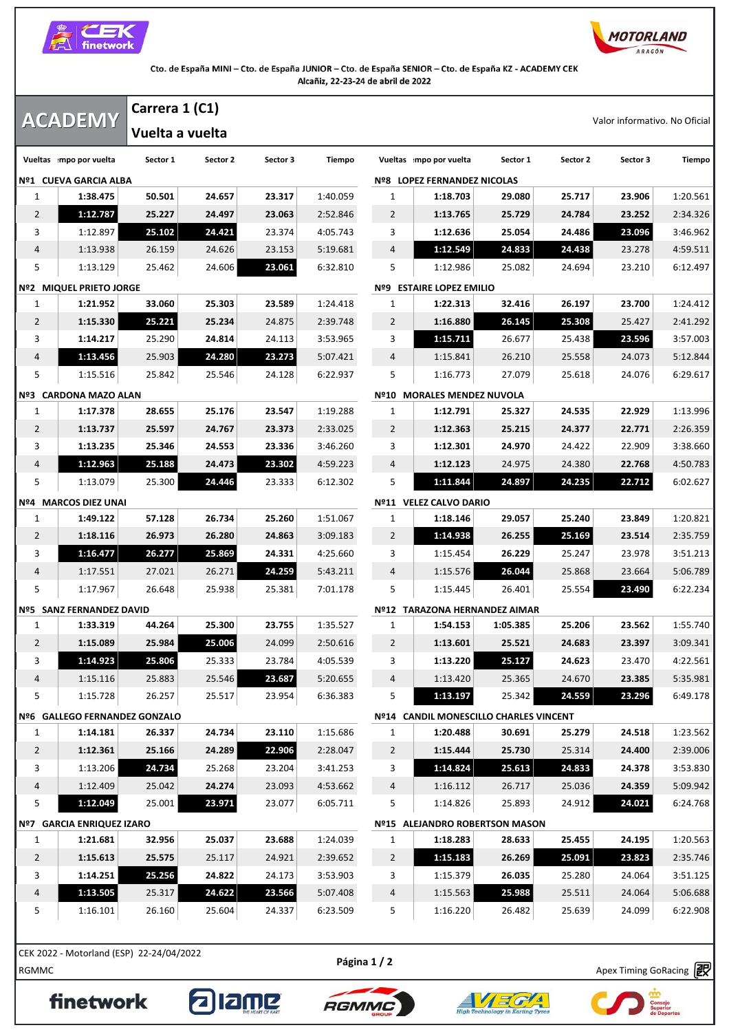Cto. de España MINI – Cto. de España JUNIOR – Cto. de España SENIOR – Cto. de España KZ - ACADEMY CEK
Alcañiz, 22-23-24 de abril de 2022

# ACADEMY

## Carrera 1 (C1)

## Vuelta a vuelta

Valor informativo. No Oficial

### Nº1 CUEVA GARCIA ALBA

| Vueltas | Tiempo por vuelta | Sector 1 | Sector 2 | Sector 3 | Tiempo |
|---|---|---|---|---|---|
| 1 | 1:38.475 | 50.501 | 24.657 | 23.317 | 1:40.059 |
| 2 | 1:12.787 | 25.227 | 24.497 | 23.063 | 2:52.846 |
| 3 | 1:12.897 | 25.102 | 24.421 | 23.374 | 4:05.743 |
| 4 | 1:13.938 | 26.159 | 24.626 | 23.153 | 5:19.681 |
| 5 | 1:13.129 | 25.462 | 24.606 | 23.061 | 6:32.810 |

### Nº2 MIQUEL PRIETO JORGE

| Vueltas | Tiempo por vuelta | Sector 1 | Sector 2 | Sector 3 | Tiempo |
|---|---|---|---|---|---|
| 1 | 1:21.952 | 33.060 | 25.303 | 23.589 | 1:24.418 |
| 2 | 1:15.330 | 25.221 | 25.234 | 24.875 | 2:39.748 |
| 3 | 1:14.217 | 25.290 | 24.814 | 24.113 | 3:53.965 |
| 4 | 1:13.456 | 25.903 | 24.280 | 23.273 | 5:07.421 |
| 5 | 1:15.516 | 25.842 | 25.546 | 24.128 | 6:22.937 |

### Nº3 CARDONA MAZO ALAN

| Vueltas | Tiempo por vuelta | Sector 1 | Sector 2 | Sector 3 | Tiempo |
|---|---|---|---|---|---|
| 1 | 1:17.378 | 28.655 | 25.176 | 23.547 | 1:19.288 |
| 2 | 1:13.737 | 25.597 | 24.767 | 23.373 | 2:33.025 |
| 3 | 1:13.235 | 25.346 | 24.553 | 23.336 | 3:46.260 |
| 4 | 1:12.963 | 25.188 | 24.473 | 23.302 | 4:59.223 |
| 5 | 1:13.079 | 25.300 | 24.446 | 23.333 | 6:12.302 |

### Nº4 MARCOS DIEZ UNAI

| Vueltas | Tiempo por vuelta | Sector 1 | Sector 2 | Sector 3 | Tiempo |
|---|---|---|---|---|---|
| 1 | 1:49.122 | 57.128 | 26.734 | 25.260 | 1:51.067 |
| 2 | 1:18.116 | 26.973 | 26.280 | 24.863 | 3:09.183 |
| 3 | 1:16.477 | 26.277 | 25.869 | 24.331 | 4:25.660 |
| 4 | 1:17.551 | 27.021 | 26.271 | 24.259 | 5:43.211 |
| 5 | 1:17.967 | 26.648 | 25.938 | 25.381 | 7:01.178 |

### Nº5 SANZ FERNANDEZ DAVID

| Vueltas | Tiempo por vuelta | Sector 1 | Sector 2 | Sector 3 | Tiempo |
|---|---|---|---|---|---|
| 1 | 1:33.319 | 44.264 | 25.300 | 23.755 | 1:35.527 |
| 2 | 1:15.089 | 25.984 | 25.006 | 24.099 | 2:50.616 |
| 3 | 1:14.923 | 25.806 | 25.333 | 23.784 | 4:05.539 |
| 4 | 1:15.116 | 25.883 | 25.546 | 23.687 | 5:20.655 |
| 5 | 1:15.728 | 26.257 | 25.517 | 23.954 | 6:36.383 |

### Nº6 GALLEGO FERNANDEZ GONZALO

| Vueltas | Tiempo por vuelta | Sector 1 | Sector 2 | Sector 3 | Tiempo |
|---|---|---|---|---|---|
| 1 | 1:14.181 | 26.337 | 24.734 | 23.110 | 1:15.686 |
| 2 | 1:12.361 | 25.166 | 24.289 | 22.906 | 2:28.047 |
| 3 | 1:13.206 | 24.734 | 25.268 | 23.204 | 3:41.253 |
| 4 | 1:12.409 | 25.042 | 24.274 | 23.093 | 4:53.662 |
| 5 | 1:12.049 | 25.001 | 23.971 | 23.077 | 6:05.711 |

### Nº7 GARCIA ENRIQUEZ IZARO

| Vueltas | Tiempo por vuelta | Sector 1 | Sector 2 | Sector 3 | Tiempo |
|---|---|---|---|---|---|
| 1 | 1:21.681 | 32.956 | 25.037 | 23.688 | 1:24.039 |
| 2 | 1:15.613 | 25.575 | 25.117 | 24.921 | 2:39.652 |
| 3 | 1:14.251 | 25.256 | 24.822 | 24.173 | 3:53.903 |
| 4 | 1:13.505 | 25.317 | 24.622 | 23.566 | 5:07.408 |
| 5 | 1:16.101 | 26.160 | 25.604 | 24.337 | 6:23.509 |

### Nº8 LOPEZ FERNANDEZ NICOLAS

| Vueltas | Tiempo por vuelta | Sector 1 | Sector 2 | Sector 3 | Tiempo |
|---|---|---|---|---|---|
| 1 | 1:18.703 | 29.080 | 25.717 | 23.906 | 1:20.561 |
| 2 | 1:13.765 | 25.729 | 24.784 | 23.252 | 2:34.326 |
| 3 | 1:12.636 | 25.054 | 24.486 | 23.096 | 3:46.962 |
| 4 | 1:12.549 | 24.833 | 24.438 | 23.278 | 4:59.511 |
| 5 | 1:12.986 | 25.082 | 24.694 | 23.210 | 6:12.497 |

### Nº9 ESTAIRE LOPEZ EMILIO

| Vueltas | Tiempo por vuelta | Sector 1 | Sector 2 | Sector 3 | Tiempo |
|---|---|---|---|---|---|
| 1 | 1:22.313 | 32.416 | 26.197 | 23.700 | 1:24.412 |
| 2 | 1:16.880 | 26.145 | 25.308 | 25.427 | 2:41.292 |
| 3 | 1:15.711 | 26.677 | 25.438 | 23.596 | 3:57.003 |
| 4 | 1:15.841 | 26.210 | 25.558 | 24.073 | 5:12.844 |
| 5 | 1:16.773 | 27.079 | 25.618 | 24.076 | 6:29.617 |

### Nº10 MORALES MENDEZ NUVOLA

| Vueltas | Tiempo por vuelta | Sector 1 | Sector 2 | Sector 3 | Tiempo |
|---|---|---|---|---|---|
| 1 | 1:12.791 | 25.327 | 24.535 | 22.929 | 1:13.996 |
| 2 | 1:12.363 | 25.215 | 24.377 | 22.771 | 2:26.359 |
| 3 | 1:12.301 | 24.970 | 24.422 | 22.909 | 3:38.660 |
| 4 | 1:12.123 | 24.975 | 24.380 | 22.768 | 4:50.783 |
| 5 | 1:11.844 | 24.897 | 24.235 | 22.712 | 6:02.627 |

### Nº11 VELEZ CALVO DARIO

| Vueltas | Tiempo por vuelta | Sector 1 | Sector 2 | Sector 3 | Tiempo |
|---|---|---|---|---|---|
| 1 | 1:18.146 | 29.057 | 25.240 | 23.849 | 1:20.821 |
| 2 | 1:14.938 | 26.255 | 25.169 | 23.514 | 2:35.759 |
| 3 | 1:15.454 | 26.229 | 25.247 | 23.978 | 3:51.213 |
| 4 | 1:15.576 | 26.044 | 25.868 | 23.664 | 5:06.789 |
| 5 | 1:15.445 | 26.401 | 25.554 | 23.490 | 6:22.234 |

### Nº12 TARAZONA HERNANDEZ AIMAR

| Vueltas | Tiempo por vuelta | Sector 1 | Sector 2 | Sector 3 | Tiempo |
|---|---|---|---|---|---|
| 1 | 1:54.153 | 1:05.385 | 25.206 | 23.562 | 1:55.740 |
| 2 | 1:13.601 | 25.521 | 24.683 | 23.397 | 3:09.341 |
| 3 | 1:13.220 | 25.127 | 24.623 | 23.470 | 4:22.561 |
| 4 | 1:13.420 | 25.365 | 24.670 | 23.385 | 5:35.981 |
| 5 | 1:13.197 | 25.342 | 24.559 | 23.296 | 6:49.178 |

### Nº14 CANDIL MONESCILLO CHARLES VINCENT

| Vueltas | Tiempo por vuelta | Sector 1 | Sector 2 | Sector 3 | Tiempo |
|---|---|---|---|---|---|
| 1 | 1:20.488 | 30.691 | 25.279 | 24.518 | 1:23.562 |
| 2 | 1:15.444 | 25.730 | 25.314 | 24.400 | 2:39.006 |
| 3 | 1:14.824 | 25.613 | 24.833 | 24.378 | 3:53.830 |
| 4 | 1:16.112 | 26.717 | 25.036 | 24.359 | 5:09.942 |
| 5 | 1:14.826 | 25.893 | 24.912 | 24.021 | 6:24.768 |

### Nº15 ALEJANDRO ROBERTSON MASON

| Vueltas | Tiempo por vuelta | Sector 1 | Sector 2 | Sector 3 | Tiempo |
|---|---|---|---|---|---|
| 1 | 1:18.283 | 28.633 | 25.455 | 24.195 | 1:20.563 |
| 2 | 1:15.183 | 26.269 | 25.091 | 23.823 | 2:35.746 |
| 3 | 1:15.379 | 26.035 | 25.280 | 24.064 | 3:51.125 |
| 4 | 1:15.563 | 25.988 | 25.511 | 24.064 | 5:06.688 |
| 5 | 1:16.220 | 26.482 | 25.639 | 24.099 | 6:22.908 |

CEK 2022 - Motorland (ESP) 22-24/04/2022
RGMMC

Apex Timing GoRacing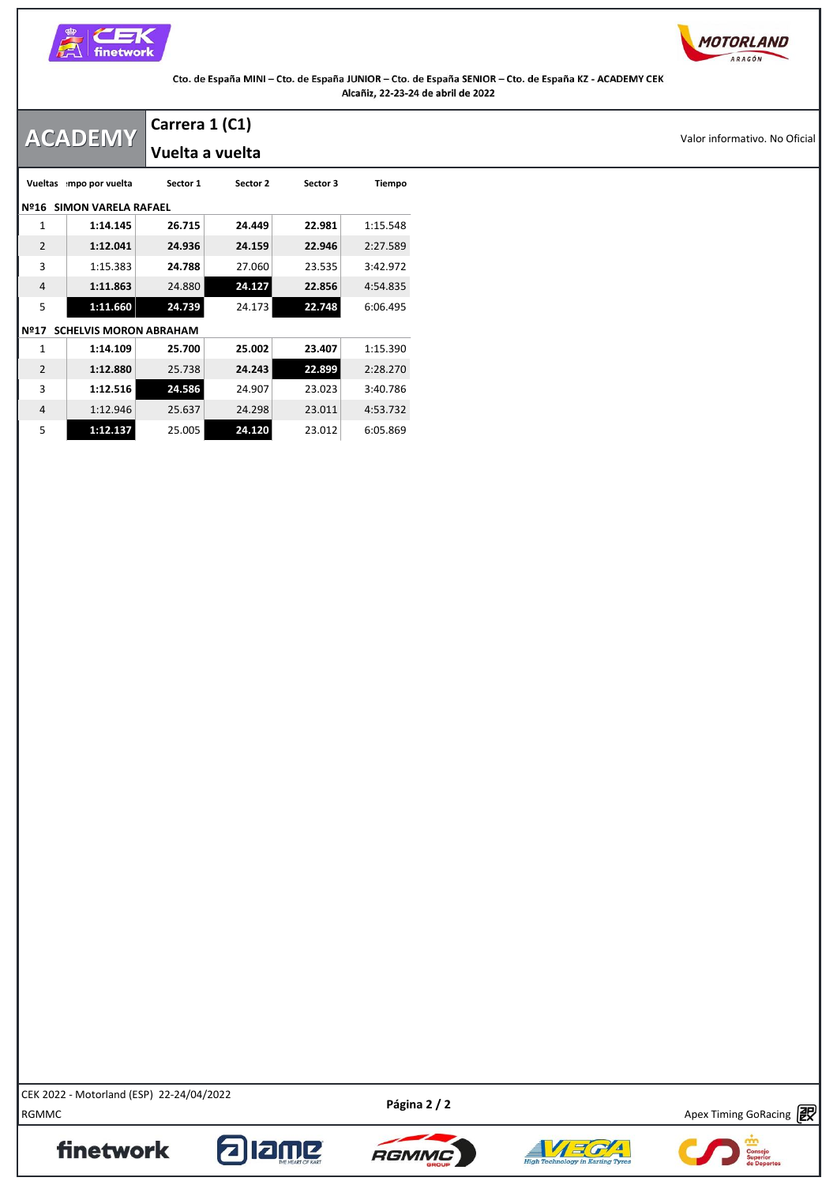Cto. de España MINI – Cto. de España JUNIOR – Cto. de España SENIOR – Cto. de España KZ - ACADEMY CEK
Alcañiz, 22-23-24 de abril de 2022

# ACADEMY

## Carrera 1 (C1)

## Vuelta a vuelta

Valor informativo. No Oficial

| Vueltas | Tiempo por vuelta | Sector 1 | Sector 2 | Sector 3 | Tiempo |
|---|---|---|---|---|---|
| **Nº16 SIMON VARELA RAFAEL** | | | | | |
| 1 | **1:14.145** | **26.715** | **24.449** | **22.981** | 1:15.548 |
| 2 | **1:12.041** | **24.936** | **24.159** | **22.946** | 2:27.589 |
| 3 | 1:15.383 | **24.788** | 27.060 | 23.535 | 3:42.972 |
| 4 | **1:11.863** | 24.880 | **24.127** | **22.856** | 4:54.835 |
| 5 | **1:11.660** | **24.739** | 24.173 | **22.748** | 6:06.495 |
| **Nº17 SCHELVIS MORON ABRAHAM** | | | | | |
| 1 | **1:14.109** | **25.700** | **25.002** | **23.407** | 1:15.390 |
| 2 | **1:12.880** | 25.738 | **24.243** | **22.899** | 2:28.270 |
| 3 | **1:12.516** | **24.586** | 24.907 | 23.023 | 3:40.786 |
| 4 | 1:12.946 | 25.637 | 24.298 | 23.011 | 4:53.732 |
| 5 | **1:12.137** | 25.005 | **24.120** | 23.012 | 6:05.869 |

CEK 2022 - Motorland (ESP) 22-24/04/2022
RGMMC

Apex Timing GoRacing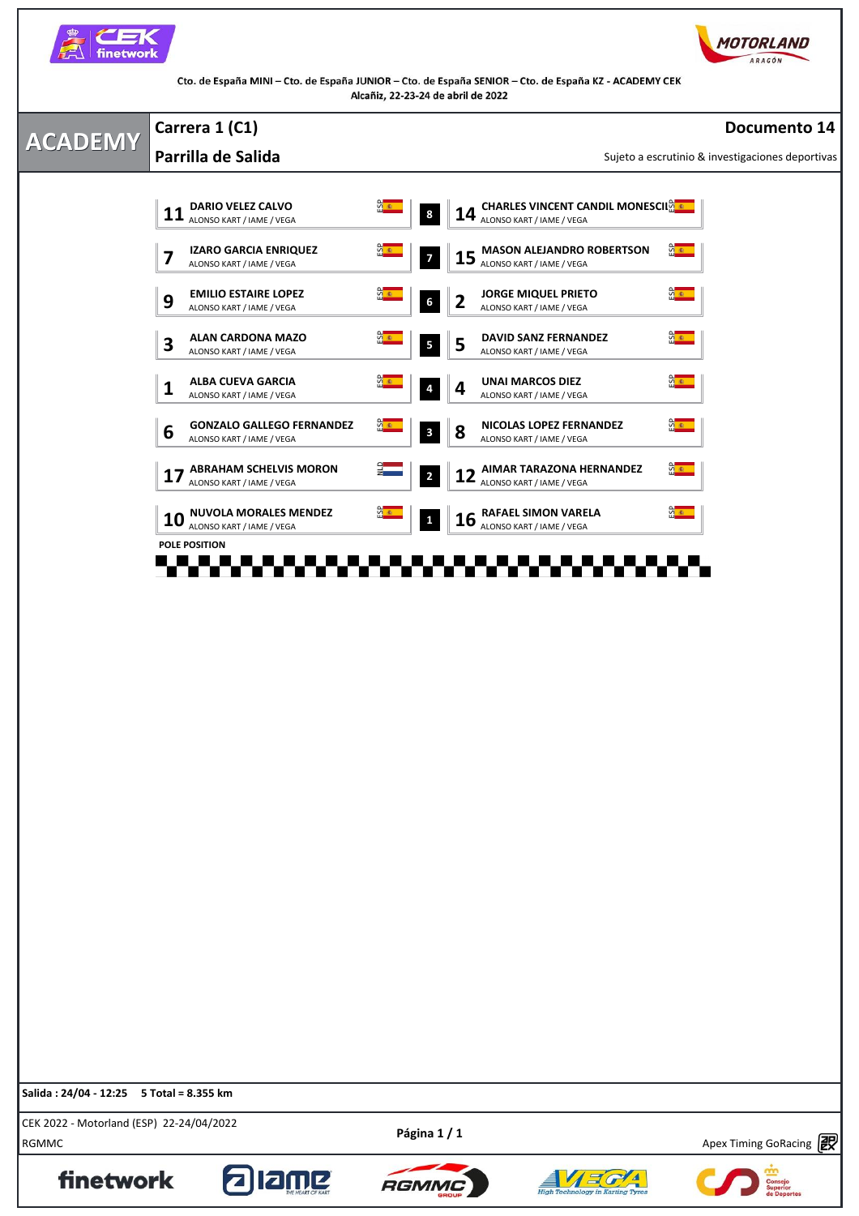Cto. de España MINI – Cto. de España JUNIOR – Cto. de España SENIOR – Cto. de España KZ - ACADEMY CEK
Alcañiz, 22-23-24 de abril de 2022

# ACADEMY

## Carrera 1 (C1)

**Documento 14**

## Parrilla de Salida

Sujeto a escrutinio & investigaciones deportivas

| Fila | Pos. | Nº | Piloto | Equipo / Motor / Neumáticos | Nac. |
|---|---|---|---|---|---|
| 1 | 1 | 10 | NUVOLA MORALES MENDEZ | ALONSO KART / IAME / VEGA | ESP |
| 1 | 2 | 16 | RAFAEL SIMON VARELA | ALONSO KART / IAME / VEGA | ESP |
| 2 | 3 | 17 | ABRAHAM SCHELVIS MORON | ALONSO KART / IAME / VEGA | NLD |
| 2 | 4 | 12 | AIMAR TARAZONA HERNANDEZ | ALONSO KART / IAME / VEGA | ESP |
| 3 | 5 | 6 | GONZALO GALLEGO FERNANDEZ | ALONSO KART / IAME / VEGA | ESP |
| 3 | 6 | 8 | NICOLAS LOPEZ FERNANDEZ | ALONSO KART / IAME / VEGA | ESP |
| 4 | 7 | 1 | ALBA CUEVA GARCIA | ALONSO KART / IAME / VEGA | ESP |
| 4 | 8 | 4 | UNAI MARCOS DIEZ | ALONSO KART / IAME / VEGA | ESP |
| 5 | 9 | 3 | ALAN CARDONA MAZO | ALONSO KART / IAME / VEGA | ESP |
| 5 | 10 | 5 | DAVID SANZ FERNANDEZ | ALONSO KART / IAME / VEGA | ESP |
| 6 | 11 | 9 | EMILIO ESTAIRE LOPEZ | ALONSO KART / IAME / VEGA | ESP |
| 6 | 12 | 2 | JORGE MIQUEL PRIETO | ALONSO KART / IAME / VEGA | ESP |
| 7 | 13 | 7 | IZARO GARCIA ENRIQUEZ | ALONSO KART / IAME / VEGA | ESP |
| 7 | 14 | 15 | MASON ALEJANDRO ROBERTSON | ALONSO KART / IAME / VEGA | ESP |
| 8 | 15 | 11 | DARIO VELEZ CALVO | ALONSO KART / IAME / VEGA | ESP |
| 8 | 16 | 14 | CHARLES VINCENT CANDIL MONESCILLO | ALONSO KART / IAME / VEGA | ESP |

POLE POSITION

**Salida : 24/04 - 12:25   5 Total = 8.355 km**

CEK 2022 - Motorland (ESP) 22-24/04/2022
RGMMC

Apex Timing GoRacing